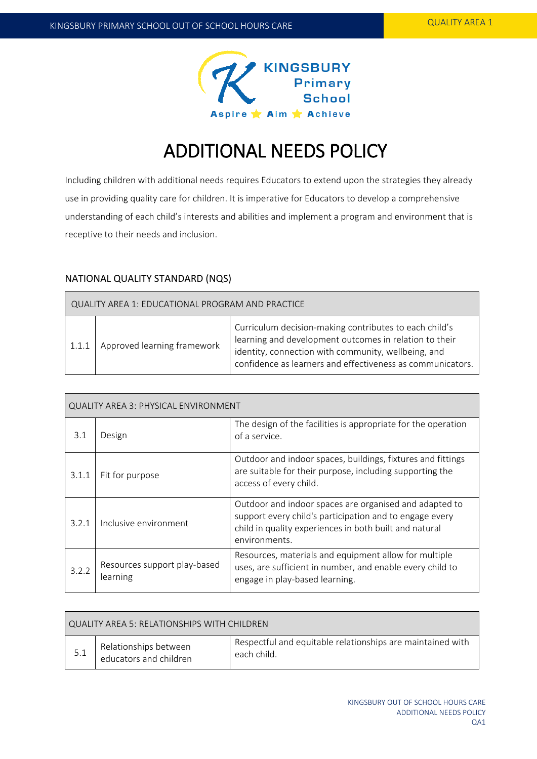# ADDITIONAL NEEDS POLICY

Including children with additional needs requires Educators to extend upon the strategies they already use in providing quality care for children. It is imperative for Educators to develop a comprehensive understanding of each child's interests and abilities and implement a program and environment that is receptive to their needs and inclusion.

## NATIONAL QUALITY STANDARD (NQS)

| QUALITY AREA 1: EDUCATIONAL PROGRAM AND PRACTICE | | |
|---|---|---|
| 1.1.1 | Approved learning framework | Curriculum decision-making contributes to each child's learning and development outcomes in relation to their identity, connection with community, wellbeing, and confidence as learners and effectiveness as communicators. |

| QUALITY AREA 3: PHYSICAL ENVIRONMENT | | |
|---|---|---|
| 3.1 | Design | The design of the facilities is appropriate for the operation of a service. |
| 3.1.1 | Fit for purpose | Outdoor and indoor spaces, buildings, fixtures and fittings are suitable for their purpose, including supporting the access of every child. |
| 3.2.1 | Inclusive environment | Outdoor and indoor spaces are organised and adapted to support every child's participation and to engage every child in quality experiences in both built and natural environments. |
| 3.2.2 | Resources support play-based learning | Resources, materials and equipment allow for multiple uses, are sufficient in number, and enable every child to engage in play-based learning. |

| QUALITY AREA 5: RELATIONSHIPS WITH CHILDREN | | |
|---|---|---|
| 5.1 | Relationships between educators and children | Respectful and equitable relationships are maintained with each child. |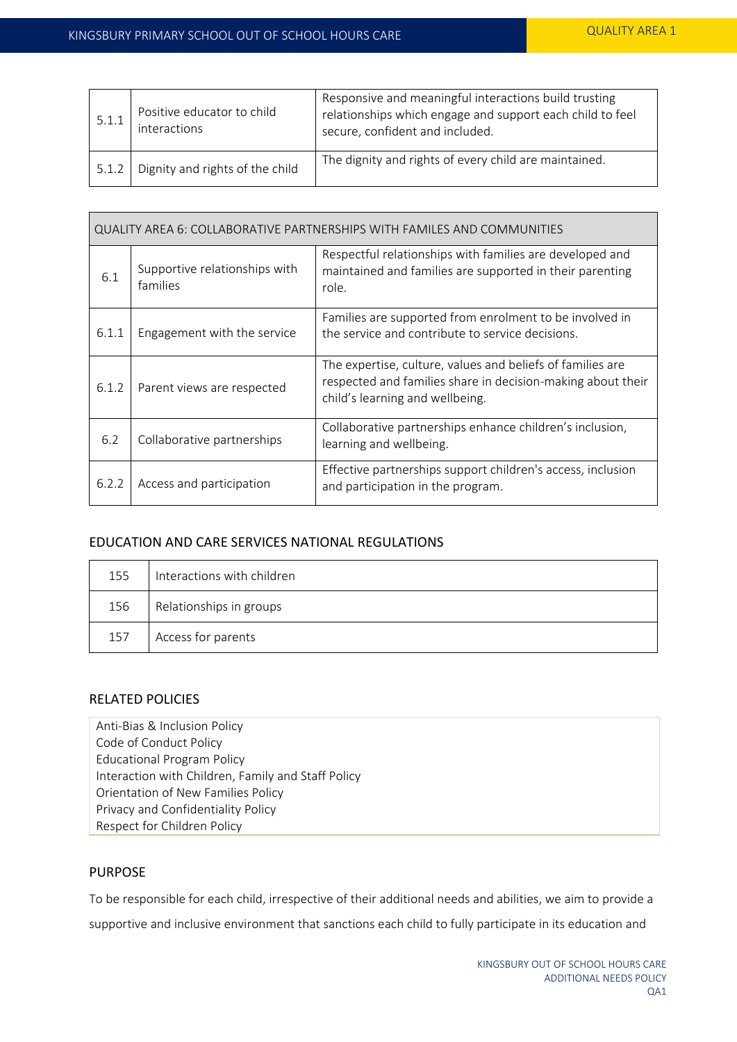| 5.1.1 | Positive educator to child interactions | Responsive and meaningful interactions build trusting relationships which engage and support each child to feel secure, confident and included. |
|---|---|---|
| 5.1.2 | Dignity and rights of the child | The dignity and rights of every child are maintained. |

| QUALITY AREA 6: COLLABORATIVE PARTNERSHIPS WITH FAMILES AND COMMUNITIES | | |
|---|---|---|
| 6.1 | Supportive relationships with families | Respectful relationships with families are developed and maintained and families are supported in their parenting role. |
| 6.1.1 | Engagement with the service | Families are supported from enrolment to be involved in the service and contribute to service decisions. |
| 6.1.2 | Parent views are respected | The expertise, culture, values and beliefs of families are respected and families share in decision-making about their child's learning and wellbeing. |
| 6.2 | Collaborative partnerships | Collaborative partnerships enhance children's inclusion, learning and wellbeing. |
| 6.2.2 | Access and participation | Effective partnerships support children's access, inclusion and participation in the program. |

## EDUCATION AND CARE SERVICES NATIONAL REGULATIONS

| 155 | Interactions with children |
|---|---|
| 156 | Relationships in groups |
| 157 | Access for parents |

## RELATED POLICIES

Anti-Bias & Inclusion Policy
Code of Conduct Policy
Educational Program Policy
Interaction with Children, Family and Staff Policy
Orientation of New Families Policy
Privacy and Confidentiality Policy
Respect for Children Policy

## PURPOSE

To be responsible for each child, irrespective of their additional needs and abilities, we aim to provide a supportive and inclusive environment that sanctions each child to fully participate in its education and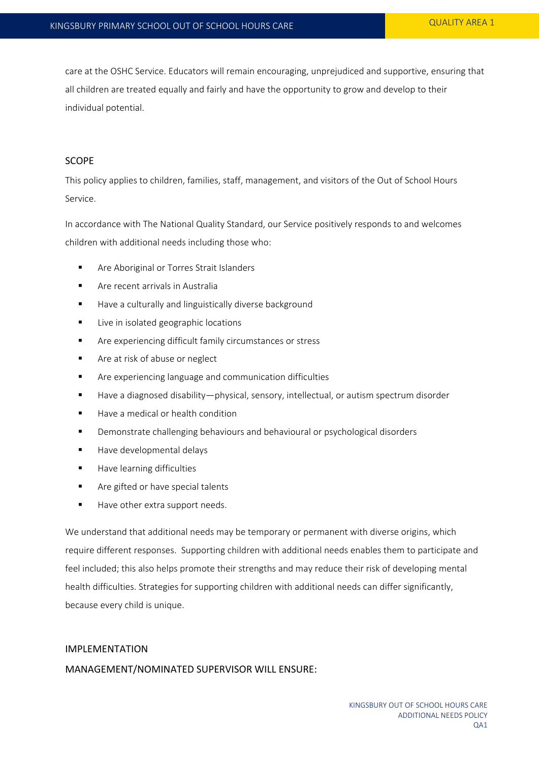care at the OSHC Service. Educators will remain encouraging, unprejudiced and supportive, ensuring that all children are treated equally and fairly and have the opportunity to grow and develop to their individual potential.

## SCOPE

This policy applies to children, families, staff, management, and visitors of the Out of School Hours Service.

In accordance with The National Quality Standard, our Service positively responds to and welcomes children with additional needs including those who:

- Are Aboriginal or Torres Strait Islanders
- Are recent arrivals in Australia
- Have a culturally and linguistically diverse background
- Live in isolated geographic locations
- Are experiencing difficult family circumstances or stress
- Are at risk of abuse or neglect
- Are experiencing language and communication difficulties
- Have a diagnosed disability—physical, sensory, intellectual, or autism spectrum disorder
- Have a medical or health condition
- Demonstrate challenging behaviours and behavioural or psychological disorders
- Have developmental delays
- Have learning difficulties
- Are gifted or have special talents
- Have other extra support needs.

We understand that additional needs may be temporary or permanent with diverse origins, which require different responses. Supporting children with additional needs enables them to participate and feel included; this also helps promote their strengths and may reduce their risk of developing mental health difficulties. Strategies for supporting children with additional needs can differ significantly, because every child is unique.

## IMPLEMENTATION

### MANAGEMENT/NOMINATED SUPERVISOR WILL ENSURE: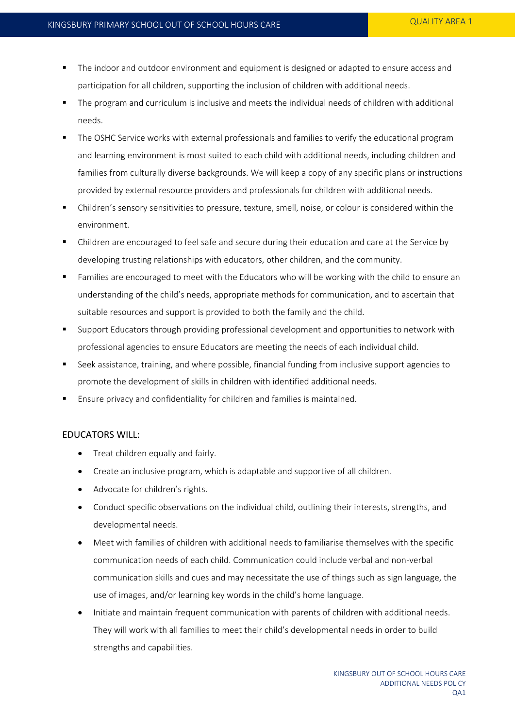- The indoor and outdoor environment and equipment is designed or adapted to ensure access and participation for all children, supporting the inclusion of children with additional needs.
- The program and curriculum is inclusive and meets the individual needs of children with additional needs.
- The OSHC Service works with external professionals and families to verify the educational program and learning environment is most suited to each child with additional needs, including children and families from culturally diverse backgrounds. We will keep a copy of any specific plans or instructions provided by external resource providers and professionals for children with additional needs.
- Children's sensory sensitivities to pressure, texture, smell, noise, or colour is considered within the environment.
- Children are encouraged to feel safe and secure during their education and care at the Service by developing trusting relationships with educators, other children, and the community.
- Families are encouraged to meet with the Educators who will be working with the child to ensure an understanding of the child's needs, appropriate methods for communication, and to ascertain that suitable resources and support is provided to both the family and the child.
- Support Educators through providing professional development and opportunities to network with professional agencies to ensure Educators are meeting the needs of each individual child.
- Seek assistance, training, and where possible, financial funding from inclusive support agencies to promote the development of skills in children with identified additional needs.
- Ensure privacy and confidentiality for children and families is maintained.

## EDUCATORS WILL:

- Treat children equally and fairly.
- Create an inclusive program, which is adaptable and supportive of all children.
- Advocate for children's rights.
- Conduct specific observations on the individual child, outlining their interests, strengths, and developmental needs.
- Meet with families of children with additional needs to familiarise themselves with the specific communication needs of each child. Communication could include verbal and non-verbal communication skills and cues and may necessitate the use of things such as sign language, the use of images, and/or learning key words in the child's home language.
- Initiate and maintain frequent communication with parents of children with additional needs. They will work with all families to meet their child's developmental needs in order to build strengths and capabilities.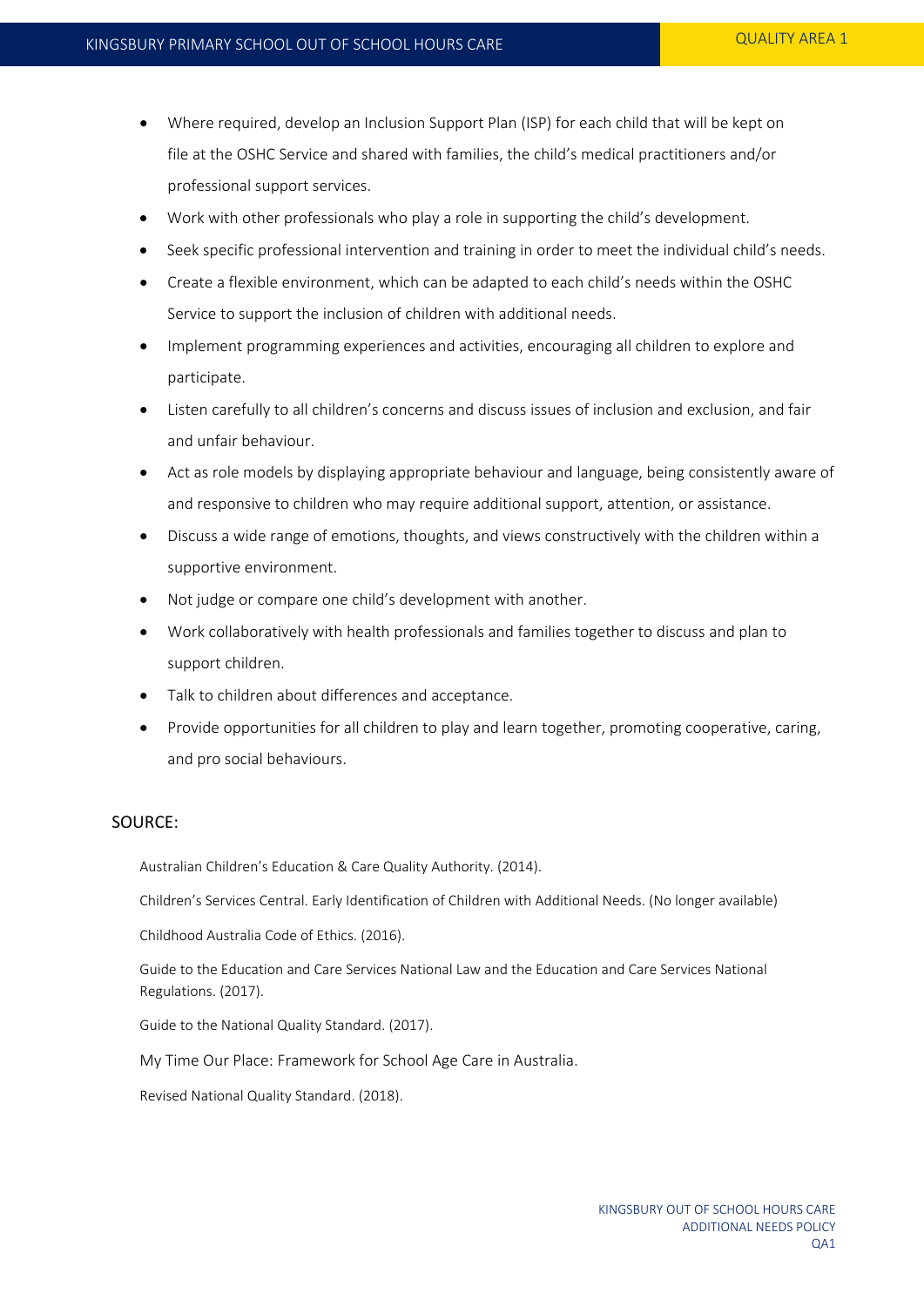- Where required, develop an Inclusion Support Plan (ISP) for each child that will be kept on file at the OSHC Service and shared with families, the child's medical practitioners and/or professional support services.
- Work with other professionals who play a role in supporting the child's development.
- Seek specific professional intervention and training in order to meet the individual child's needs.
- Create a flexible environment, which can be adapted to each child's needs within the OSHC Service to support the inclusion of children with additional needs.
- Implement programming experiences and activities, encouraging all children to explore and participate.
- Listen carefully to all children's concerns and discuss issues of inclusion and exclusion, and fair and unfair behaviour.
- Act as role models by displaying appropriate behaviour and language, being consistently aware of and responsive to children who may require additional support, attention, or assistance.
- Discuss a wide range of emotions, thoughts, and views constructively with the children within a supportive environment.
- Not judge or compare one child's development with another.
- Work collaboratively with health professionals and families together to discuss and plan to support children.
- Talk to children about differences and acceptance.
- Provide opportunities for all children to play and learn together, promoting cooperative, caring, and pro social behaviours.

## SOURCE:

Australian Children's Education & Care Quality Authority. (2014).

Children's Services Central. Early Identification of Children with Additional Needs. (No longer available)

Childhood Australia Code of Ethics. (2016).

Guide to the Education and Care Services National Law and the Education and Care Services National Regulations. (2017).

Guide to the National Quality Standard. (2017).

My Time Our Place: Framework for School Age Care in Australia.

Revised National Quality Standard. (2018).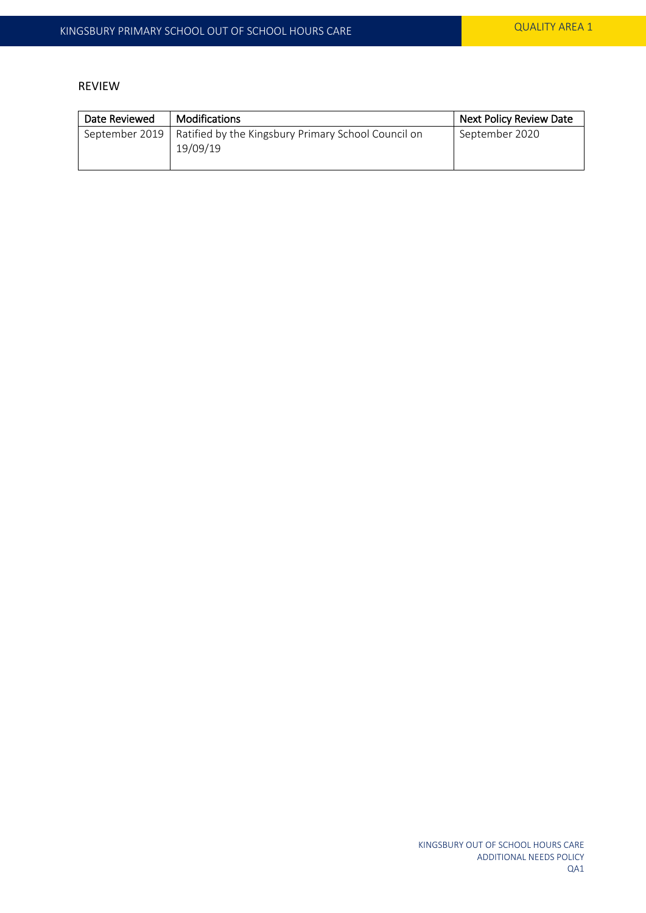## REVIEW

| Date Reviewed | Modifications | Next Policy Review Date |
|---|---|---|
| September 2019 | Ratified by the Kingsbury Primary School Council on 19/09/19 | September 2020 |